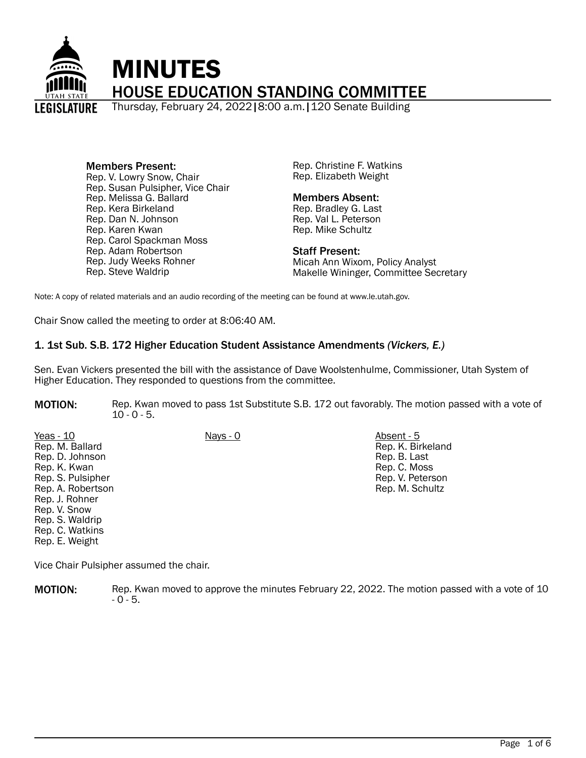# MINUTES

## HOUSE EDUCATION STANDING COMMITTEE

Thursday, February 24, 2022 | 8:00 a.m. | 120 Senate Building

**Members Present:**
Rep. V. Lowry Snow, Chair
Rep. Susan Pulsipher, Vice Chair
Rep. Melissa G. Ballard
Rep. Kera Birkeland
Rep. Dan N. Johnson
Rep. Karen Kwan
Rep. Carol Spackman Moss
Rep. Adam Robertson
Rep. Judy Weeks Rohner
Rep. Steve Waldrip
Rep. Christine F. Watkins
Rep. Elizabeth Weight

**Members Absent:**
Rep. Bradley G. Last
Rep. Val L. Peterson
Rep. Mike Schultz

**Staff Present:**
Micah Ann Wixom, Policy Analyst
Makelle Wininger, Committee Secretary

Note: A copy of related materials and an audio recording of the meeting can be found at www.le.utah.gov.

Chair Snow called the meeting to order at 8:06:40 AM.

### 1. 1st Sub. S.B. 172 Higher Education Student Assistance Amendments *(Vickers, E.)*

Sen. Evan Vickers presented the bill with the assistance of Dave Woolstenhulme, Commissioner, Utah System of Higher Education. They responded to questions from the committee.

**MOTION:** Rep. Kwan moved to pass 1st Substitute S.B. 172 out favorably. The motion passed with a vote of 10 - 0 - 5.

| Yeas - 10 | Nays - 0 | Absent - 5 |
|---|---|---|
| Rep. M. Ballard | | Rep. K. Birkeland |
| Rep. D. Johnson | | Rep. B. Last |
| Rep. K. Kwan | | Rep. C. Moss |
| Rep. S. Pulsipher | | Rep. V. Peterson |
| Rep. A. Robertson | | Rep. M. Schultz |
| Rep. J. Rohner | | |
| Rep. V. Snow | | |
| Rep. S. Waldrip | | |
| Rep. C. Watkins | | |
| Rep. E. Weight | | |

Vice Chair Pulsipher assumed the chair.

**MOTION:** Rep. Kwan moved to approve the minutes February 22, 2022. The motion passed with a vote of 10 - 0 - 5.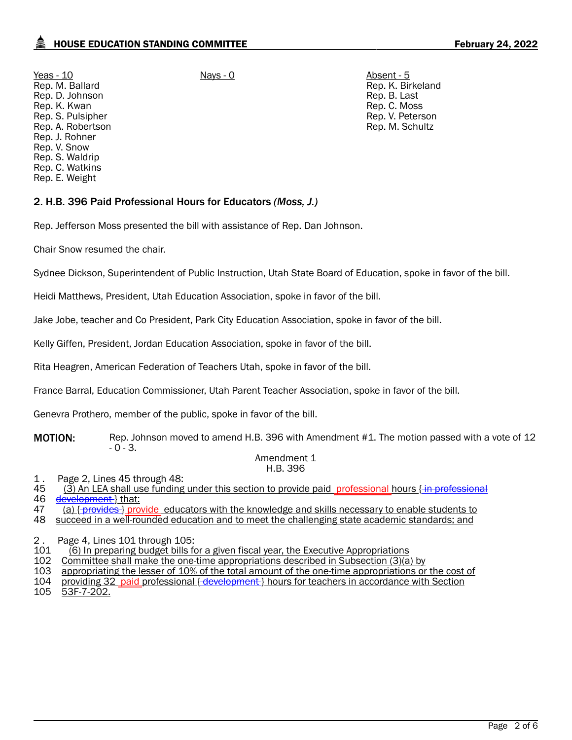| Yeas - 10 | Nays - 0 | Absent - 5 |
|---|---|---|
| Rep. M. Ballard | | Rep. K. Birkeland |
| Rep. D. Johnson | | Rep. B. Last |
| Rep. K. Kwan | | Rep. C. Moss |
| Rep. S. Pulsipher | | Rep. V. Peterson |
| Rep. A. Robertson | | Rep. M. Schultz |
| Rep. J. Rohner | | |
| Rep. V. Snow | | |
| Rep. S. Waldrip | | |
| Rep. C. Watkins | | |
| Rep. E. Weight | | |

## 2. H.B. 396 Paid Professional Hours for Educators *(Moss, J.)*

Rep. Jefferson Moss presented the bill with assistance of Rep. Dan Johnson.

Chair Snow resumed the chair.

Sydnee Dickson, Superintendent of Public Instruction, Utah State Board of Education, spoke in favor of the bill.

Heidi Matthews, President, Utah Education Association, spoke in favor of the bill.

Jake Jobe, teacher and Co President, Park City Education Association, spoke in favor of the bill.

Kelly Giffen, President, Jordan Education Association, spoke in favor of the bill.

Rita Heagren, American Federation of Teachers Utah, spoke in favor of the bill.

France Barral, Education Commissioner, Utah Parent Teacher Association, spoke in favor of the bill.

Genevra Prothero, member of the public, spoke in favor of the bill.

**MOTION:** Rep. Johnson moved to amend H.B. 396 with Amendment #1. The motion passed with a vote of 12 - 0 - 3.

Amendment 1
H.B. 396

1. Page 2, Lines 45 through 48:

45 (3) An LEA shall use funding under this section to provide paid professional hours { in professional
46 development } that:
47 (a) { provides } provide educators with the knowledge and skills necessary to enable students to
48 succeed in a well-rounded education and to meet the challenging state academic standards; and

2. Page 4, Lines 101 through 105:

101 (6) In preparing budget bills for a given fiscal year, the Executive Appropriations
102 Committee shall make the one-time appropriations described in Subsection (3)(a) by
103 appropriating the lesser of 10% of the total amount of the one-time appropriations or the cost of
104 providing 32 paid professional { development } hours for teachers in accordance with Section
105 53F-7-202.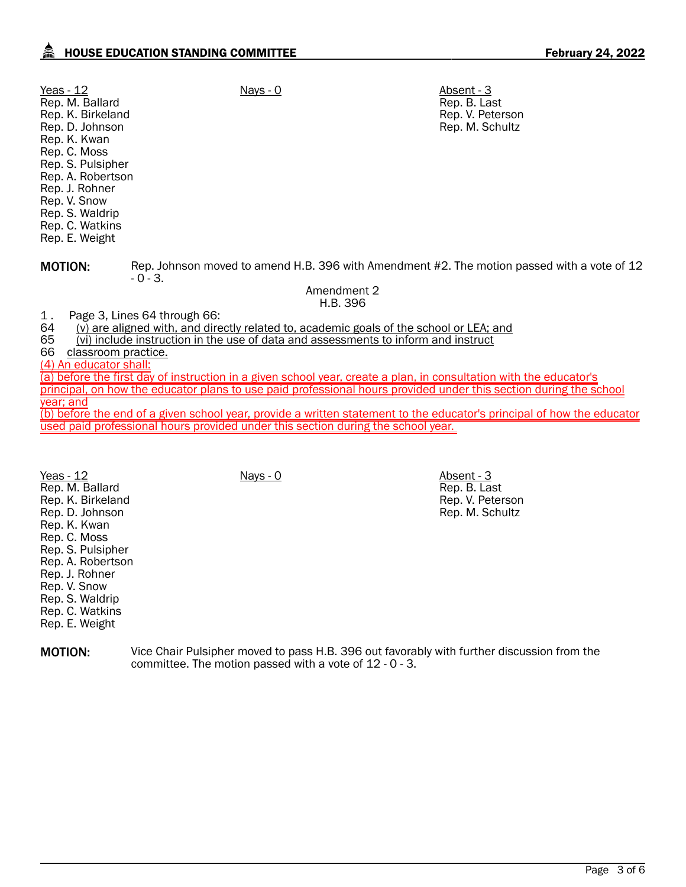| Yeas - 12 | Nays - 0 | Absent - 3 |
|---|---|---|
| Rep. M. Ballard | | Rep. B. Last |
| Rep. K. Birkeland | | Rep. V. Peterson |
| Rep. D. Johnson | | Rep. M. Schultz |
| Rep. K. Kwan | | |
| Rep. C. Moss | | |
| Rep. S. Pulsipher | | |
| Rep. A. Robertson | | |
| Rep. J. Rohner | | |
| Rep. V. Snow | | |
| Rep. S. Waldrip | | |
| Rep. C. Watkins | | |
| Rep. E. Weight | | |

**MOTION:** Rep. Johnson moved to amend H.B. 396 with Amendment #2. The motion passed with a vote of 12 - 0 - 3.

Amendment 2
H.B. 396

1 . Page 3, Lines 64 through 66:

64 (v) are aligned with, and directly related to, academic goals of the school or LEA; and
65 (vi) include instruction in the use of data and assessments to inform and instruct
66 classroom practice.
(4) An educator shall:
(a) before the first day of instruction in a given school year, create a plan, in consultation with the educator's principal, on how the educator plans to use paid professional hours provided under this section during the school year; and
(b) before the end of a given school year, provide a written statement to the educator's principal of how the educator used paid professional hours provided under this section during the school year.

| Yeas - 12 | Nays - 0 | Absent - 3 |
|---|---|---|
| Rep. M. Ballard | | Rep. B. Last |
| Rep. K. Birkeland | | Rep. V. Peterson |
| Rep. D. Johnson | | Rep. M. Schultz |
| Rep. K. Kwan | | |
| Rep. C. Moss | | |
| Rep. S. Pulsipher | | |
| Rep. A. Robertson | | |
| Rep. J. Rohner | | |
| Rep. V. Snow | | |
| Rep. S. Waldrip | | |
| Rep. C. Watkins | | |
| Rep. E. Weight | | |

**MOTION:** Vice Chair Pulsipher moved to pass H.B. 396 out favorably with further discussion from the committee. The motion passed with a vote of 12 - 0 - 3.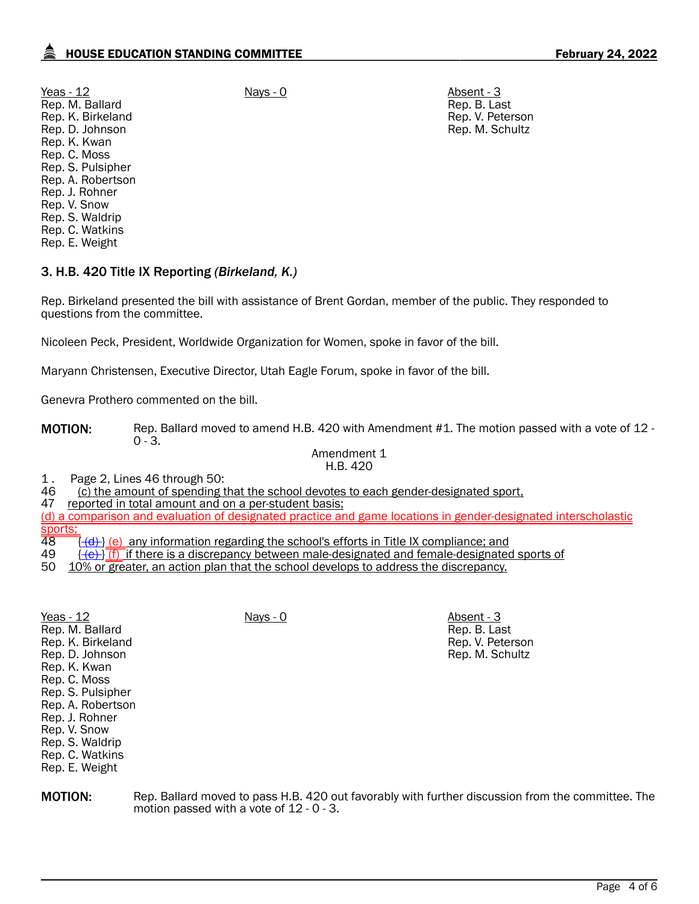| Yeas - 12 | Nays - 0 | Absent - 3 |
|---|---|---|
| Rep. M. Ballard | | Rep. B. Last |
| Rep. K. Birkeland | | Rep. V. Peterson |
| Rep. D. Johnson | | Rep. M. Schultz |
| Rep. K. Kwan | | |
| Rep. C. Moss | | |
| Rep. S. Pulsipher | | |
| Rep. A. Robertson | | |
| Rep. J. Rohner | | |
| Rep. V. Snow | | |
| Rep. S. Waldrip | | |
| Rep. C. Watkins | | |
| Rep. E. Weight | | |

### 3. H.B. 420 Title IX Reporting *(Birkeland, K.)*

Rep. Birkeland presented the bill with assistance of Brent Gordan, member of the public. They responded to questions from the committee.

Nicoleen Peck, President, Worldwide Organization for Women, spoke in favor of the bill.

Maryann Christensen, Executive Director, Utah Eagle Forum, spoke in favor of the bill.

Genevra Prothero commented on the bill.

**MOTION:** Rep. Ballard moved to amend H.B. 420 with Amendment #1. The motion passed with a vote of 12 - 0 - 3.

Amendment 1
H.B. 420

1 . Page 2, Lines 46 through 50:

46 (c) the amount of spending that the school devotes to each gender-designated sport,
47 reported in total amount and on a per-student basis;
(d) a comparison and evaluation of designated practice and game locations in gender-designated interscholastic sports;
48 {~~(d)~~} (e) any information regarding the school's efforts in Title IX compliance; and
49 {~~(e)~~} (f) if there is a discrepancy between male-designated and female-designated sports of
50 10% or greater, an action plan that the school develops to address the discrepancy.

| Yeas - 12 | Nays - 0 | Absent - 3 |
|---|---|---|
| Rep. M. Ballard | | Rep. B. Last |
| Rep. K. Birkeland | | Rep. V. Peterson |
| Rep. D. Johnson | | Rep. M. Schultz |
| Rep. K. Kwan | | |
| Rep. C. Moss | | |
| Rep. S. Pulsipher | | |
| Rep. A. Robertson | | |
| Rep. J. Rohner | | |
| Rep. V. Snow | | |
| Rep. S. Waldrip | | |
| Rep. C. Watkins | | |
| Rep. E. Weight | | |

**MOTION:** Rep. Ballard moved to pass H.B. 420 out favorably with further discussion from the committee. The motion passed with a vote of 12 - 0 - 3.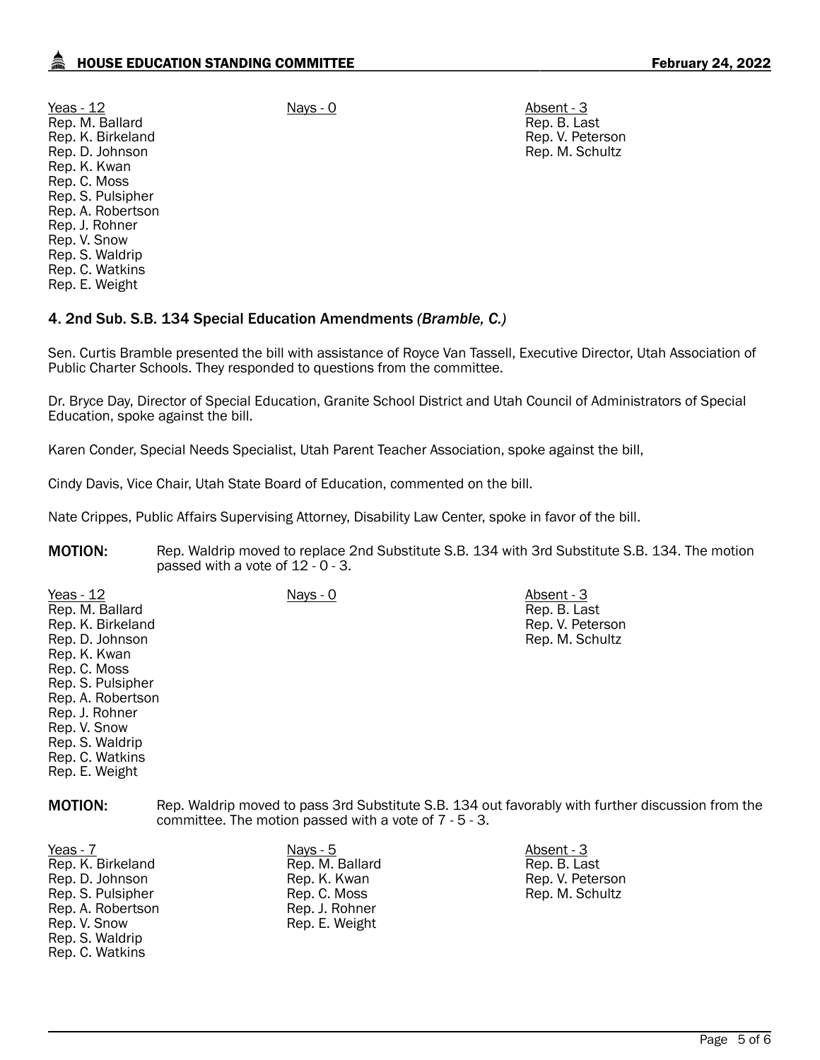| Yeas - 12 | Nays - 0 | Absent - 3 |
|---|---|---|
| Rep. M. Ballard | | Rep. B. Last |
| Rep. K. Birkeland | | Rep. V. Peterson |
| Rep. D. Johnson | | Rep. M. Schultz |
| Rep. K. Kwan | | |
| Rep. C. Moss | | |
| Rep. S. Pulsipher | | |
| Rep. A. Robertson | | |
| Rep. J. Rohner | | |
| Rep. V. Snow | | |
| Rep. S. Waldrip | | |
| Rep. C. Watkins | | |
| Rep. E. Weight | | |

### 4. 2nd Sub. S.B. 134 Special Education Amendments *(Bramble, C.)*

Sen. Curtis Bramble presented the bill with assistance of Royce Van Tassell, Executive Director, Utah Association of Public Charter Schools. They responded to questions from the committee.

Dr. Bryce Day, Director of Special Education, Granite School District and Utah Council of Administrators of Special Education, spoke against the bill.

Karen Conder, Special Needs Specialist, Utah Parent Teacher Association, spoke against the bill,

Cindy Davis, Vice Chair, Utah State Board of Education, commented on the bill.

Nate Crippes, Public Affairs Supervising Attorney, Disability Law Center, spoke in favor of the bill.

**MOTION:** Rep. Waldrip moved to replace 2nd Substitute S.B. 134 with 3rd Substitute S.B. 134. The motion passed with a vote of 12 - 0 - 3.

| Yeas - 12 | Nays - 0 | Absent - 3 |
|---|---|---|
| Rep. M. Ballard | | Rep. B. Last |
| Rep. K. Birkeland | | Rep. V. Peterson |
| Rep. D. Johnson | | Rep. M. Schultz |
| Rep. K. Kwan | | |
| Rep. C. Moss | | |
| Rep. S. Pulsipher | | |
| Rep. A. Robertson | | |
| Rep. J. Rohner | | |
| Rep. V. Snow | | |
| Rep. S. Waldrip | | |
| Rep. C. Watkins | | |
| Rep. E. Weight | | |

**MOTION:** Rep. Waldrip moved to pass 3rd Substitute S.B. 134 out favorably with further discussion from the committee. The motion passed with a vote of 7 - 5 - 3.

| Yeas - 7 | Nays - 5 | Absent - 3 |
|---|---|---|
| Rep. K. Birkeland | Rep. M. Ballard | Rep. B. Last |
| Rep. D. Johnson | Rep. K. Kwan | Rep. V. Peterson |
| Rep. S. Pulsipher | Rep. C. Moss | Rep. M. Schultz |
| Rep. A. Robertson | Rep. J. Rohner | |
| Rep. V. Snow | Rep. E. Weight | |
| Rep. S. Waldrip | | |
| Rep. C. Watkins | | |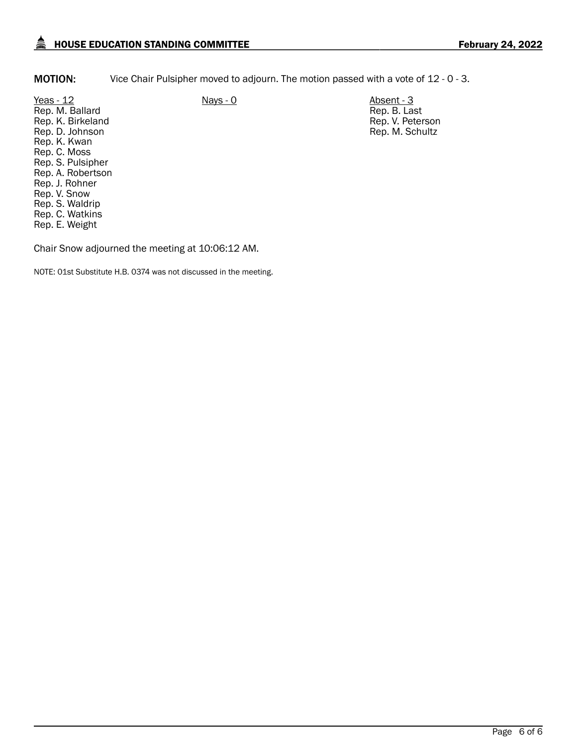**MOTION:** Vice Chair Pulsipher moved to adjourn. The motion passed with a vote of 12 - 0 - 3.

| Yeas - 12 | Nays - 0 | Absent - 3 |
|---|---|---|
| Rep. M. Ballard | | Rep. B. Last |
| Rep. K. Birkeland | | Rep. V. Peterson |
| Rep. D. Johnson | | Rep. M. Schultz |
| Rep. K. Kwan | | |
| Rep. C. Moss | | |
| Rep. S. Pulsipher | | |
| Rep. A. Robertson | | |
| Rep. J. Rohner | | |
| Rep. V. Snow | | |
| Rep. S. Waldrip | | |
| Rep. C. Watkins | | |
| Rep. E. Weight | | |

Chair Snow adjourned the meeting at 10:06:12 AM.

NOTE: 01st Substitute H.B. 0374 was not discussed in the meeting.